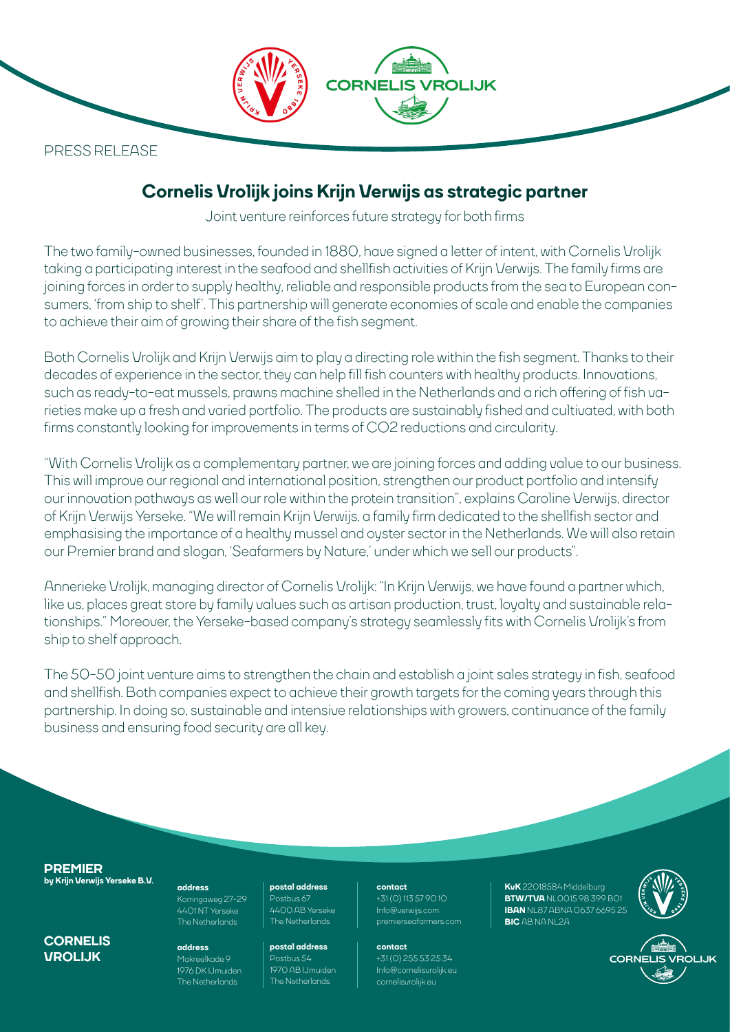PRESS RELEASE

# Cornelis Vrolijk joins Krijn Verwijs as strategic partner

Joint venture reinforces future strategy for both firms

The two family-owned businesses, founded in 1880, have signed a letter of intent, with Cornelis Vrolijk taking a participating interest in the seafood and shellfish activities of Krijn Verwijs. The family firms are joining forces in order to supply healthy, reliable and responsible products from the sea to European consumers, 'from ship to shelf'. This partnership will generate economies of scale and enable the companies to achieve their aim of growing their share of the fish segment.

Both Cornelis Vrolijk and Krijn Verwijs aim to play a directing role within the fish segment. Thanks to their decades of experience in the sector, they can help fill fish counters with healthy products. Innovations, such as ready-to-eat mussels, prawns machine shelled in the Netherlands and a rich offering of fish varieties make up a fresh and varied portfolio. The products are sustainably fished and cultivated, with both firms constantly looking for improvements in terms of $CO_2$ reductions and circularity.

"With Cornelis Vrolijk as a complementary partner, we are joining forces and adding value to our business. This will improve our regional and international position, strengthen our product portfolio and intensify our innovation pathways as well our role within the protein transition", explains Caroline Verwijs, director of Krijn Verwijs Yerseke. "We will remain Krijn Verwijs, a family firm dedicated to the shellfish sector and emphasising the importance of a healthy mussel and oyster sector in the Netherlands. We will also retain our Premier brand and slogan, 'Seafarmers by Nature,' under which we sell our products".

Annerieke Vrolijk, managing director of Cornelis Vrolijk: "In Krijn Verwijs, we have found a partner which, like us, places great store by family values such as artisan production, trust, loyalty and sustainable relationships." Moreover, the Yerseke-based company's strategy seamlessly fits with Cornelis Vrolijk's from ship to shelf approach.

The 50-50 joint venture aims to strengthen the chain and establish a joint sales strategy in fish, seafood and shellfish. Both companies expect to achieve their growth targets for the coming years through this partnership. In doing so, sustainable and intensive relationships with growers, continuance of the family business and ensuring food security are all key.

**PREMIER**
**by Krijn Verwijs Yerseke B.V.**

**address**
Korringaweg 27-29
4401 NT Yerseke
The Netherlands

**postal address**
Postbus 67
4400 AB Yerseke
The Netherlands

**contact**
+31 (0) 113 57 90 10
Info@verwijs.com
premierseafarmers.com

**KvK** 22018584 Middelburg
**BTW/TVA** NL0015 98 399 B01
**IBAN** NL87 ABNA 0637 6695 25
**BIC** ABNANL2A

**CORNELIS VROLIJK**

**address**
Makreelkade 9
1976 DK IJmuiden
The Netherlands

**postal address**
Postbus 54
1970 AB IJmuiden
The Netherlands

**contact**
+31 (0) 255 53 25 34
Info@cornelisvrolijk.eu
cornelisvrolijk.eu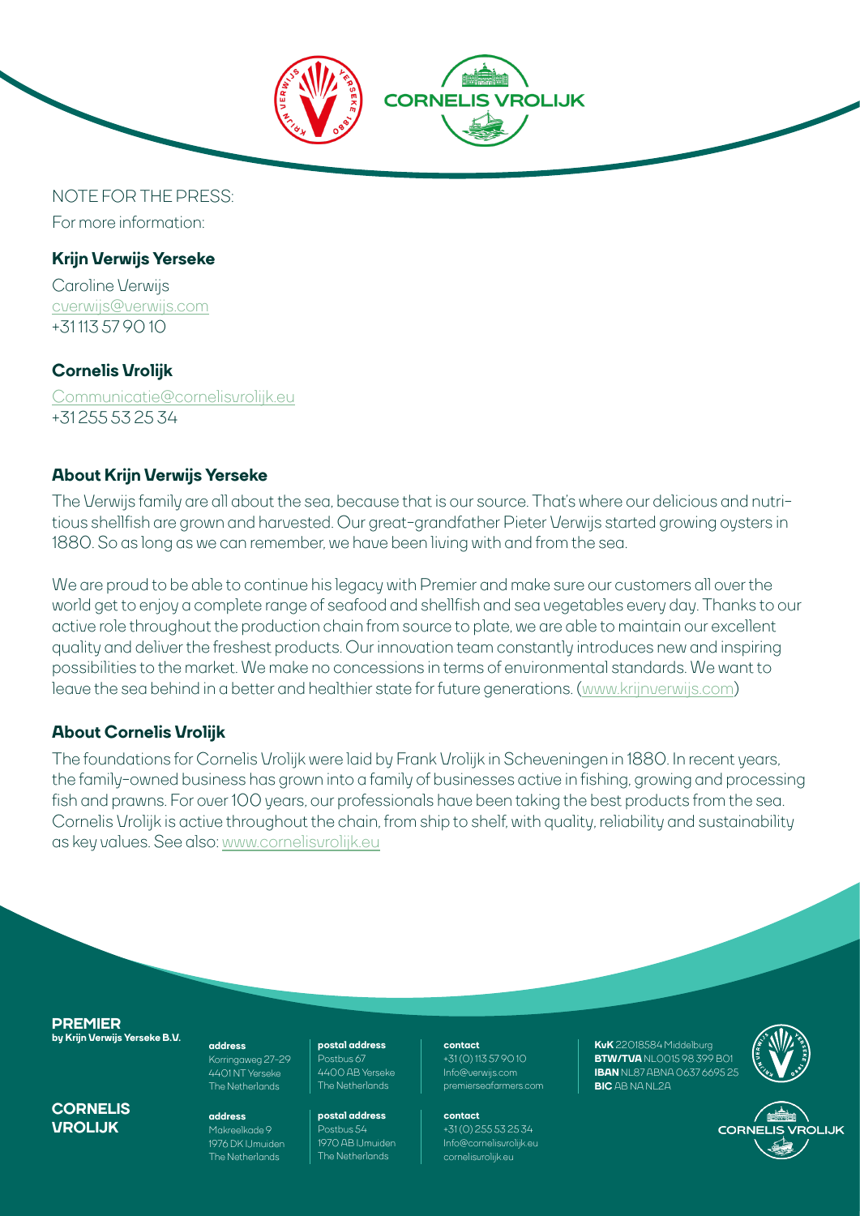NOTE FOR THE PRESS:

For more information:

**Krijn Verwijs Yerseke**

Caroline Verwijs
cverwijs@verwijs.com
+31 113 57 90 10

**Cornelis Vrolijk**

Communicatie@cornelisvrolijk.eu
+31 255 53 25 34

## About Krijn Verwijs Yerseke

The Verwijs family are all about the sea, because that is our source. That's where our delicious and nutritious shellfish are grown and harvested. Our great-grandfather Pieter Verwijs started growing oysters in 1880. So as long as we can remember, we have been living with and from the sea.

We are proud to be able to continue his legacy with Premier and make sure our customers all over the world get to enjoy a complete range of seafood and shellfish and sea vegetables every day. Thanks to our active role throughout the production chain from source to plate, we are able to maintain our excellent quality and deliver the freshest products. Our innovation team constantly introduces new and inspiring possibilities to the market. We make no concessions in terms of environmental standards. We want to leave the sea behind in a better and healthier state for future generations. (www.krijnverwijs.com)

## About Cornelis Vrolijk

The foundations for Cornelis Vrolijk were laid by Frank Vrolijk in Scheveningen in 1880. In recent years, the family-owned business has grown into a family of businesses active in fishing, growing and processing fish and prawns. For over 100 years, our professionals have been taking the best products from the sea. Cornelis Vrolijk is active throughout the chain, from ship to shelf, with quality, reliability and sustainability as key values. See also: www.cornelisvrolijk.eu

**PREMIER**
**by Krijn Verwijs Yerseke B.V.**

**address**
Korringaweg 27-29
4401 NT Yerseke
The Netherlands

**postal address**
Postbus 67
4400 AB Yerseke
The Netherlands

**contact**
+31 (0) 113 57 90 10
Info@verwijs.com
premierseafarmers.com

**KvK** 22018584 Middelburg
**BTW/TVA** NL0015 98 399 B01
**IBAN** NL87 ABNA 0637 6695 25
**BIC** AB NA NL2A

**CORNELIS VROLIJK**

**address**
Makreelkade 9
1976 DK IJmuiden
The Netherlands

**postal address**
Postbus 54
1970 AB IJmuiden
The Netherlands

**contact**
+31 (0) 255 53 25 34
Info@cornelisvrolijk.eu
cornelisvrolijk.eu